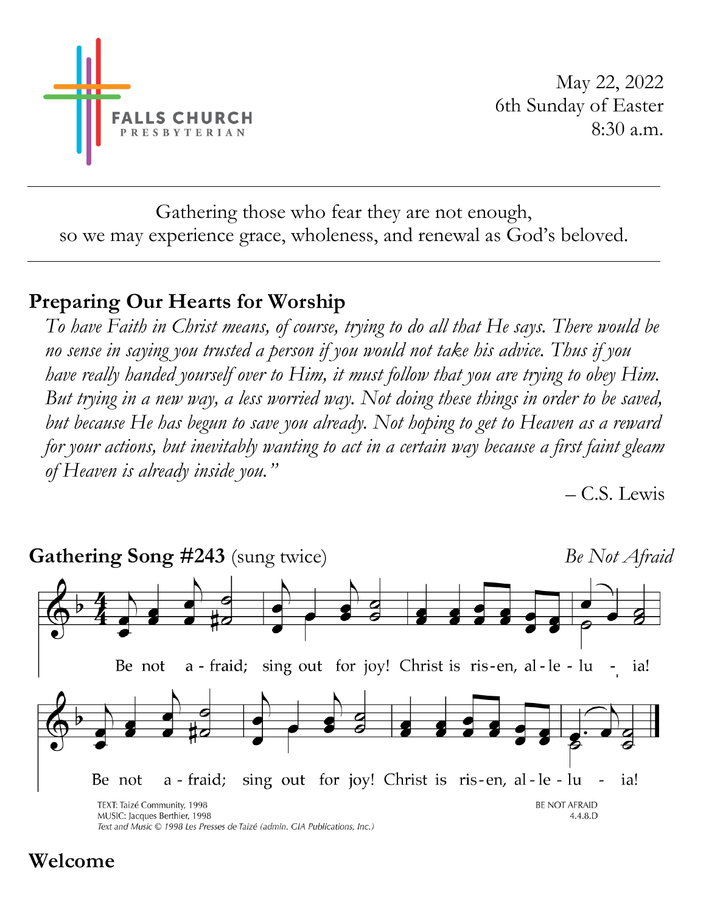FALLS CHURCH PRESBYTERIAN

May 22, 2022
6th Sunday of Easter
8:30 a.m.

---

Gathering those who fear they are not enough,
so we may experience grace, wholeness, and renewal as God's beloved.

---

## Preparing Our Hearts for Worship

*To have Faith in Christ means, of course, trying to do all that He says. There would be no sense in saying you trusted a person if you would not take his advice. Thus if you have really handed yourself over to Him, it must follow that you are trying to obey Him. But trying in a new way, a less worried way. Not doing these things in order to be saved, but because He has begun to save you already. Not hoping to get to Heaven as a reward for your actions, but inevitably wanting to act in a certain way because a first faint gleam of Heaven is already inside you."*

– C.S. Lewis

## Gathering Song #243 (sung twice) *Be Not Afraid*

Be not a - fraid; sing out for joy! Christ is ris-en, al-le-lu - ia!

Be not a - fraid; sing out for joy! Christ is ris-en, al-le-lu - ia!

TEXT: Taizé Community, 1998
MUSIC: Jacques Berthier, 1998
*Text and Music © 1998 Les Presses de Taizé (admin. GIA Publications, Inc.)*

BE NOT AFRAID
4.4.8.D

## Welcome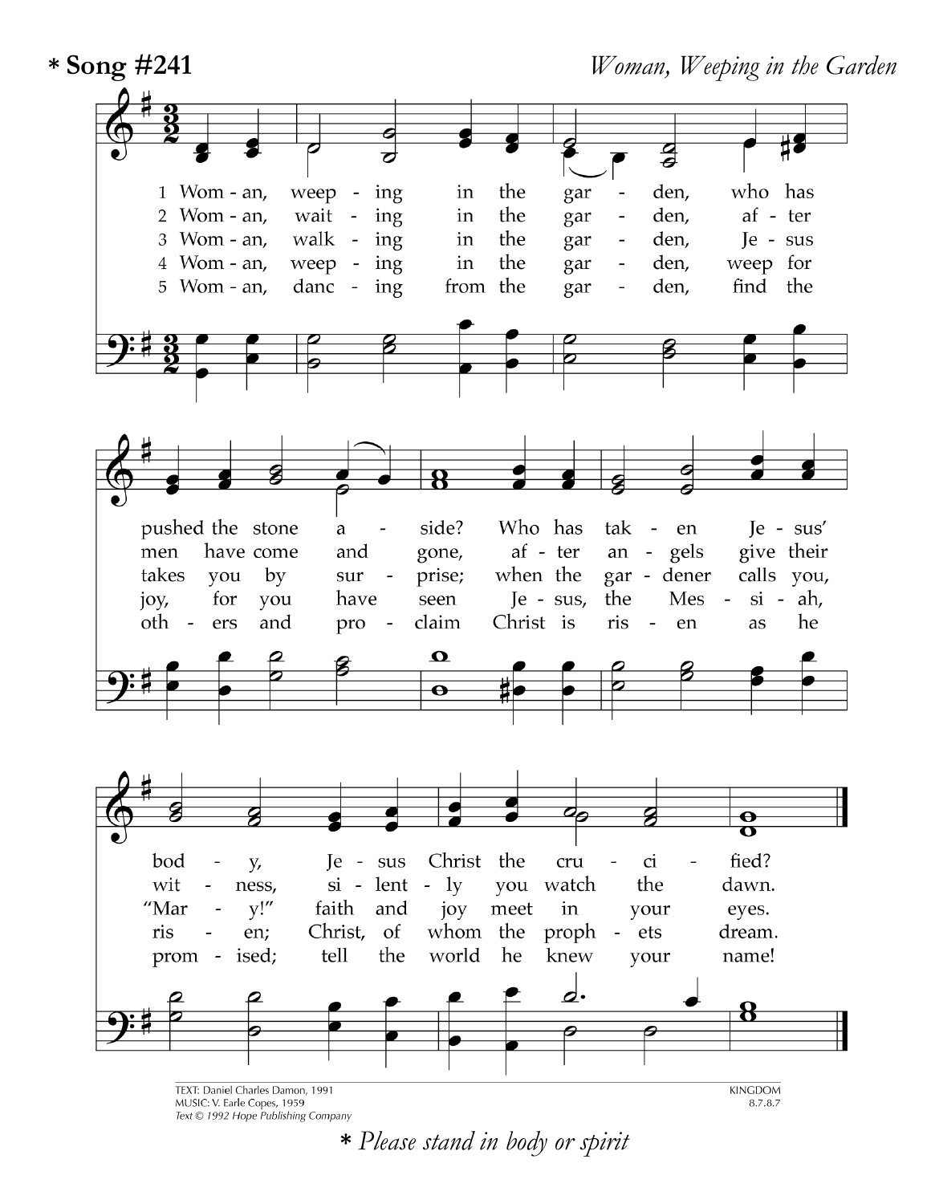**\* Song #241** *Woman, Weeping in the Garden*

1 Woman, weeping in the garden, who has pushed the stone aside? Who has taken Jesus' body, Jesus Christ the crucified?

2 Woman, waiting in the garden, after men have come and gone, after angels give their witness, silently you watch the dawn.

3 Woman, walking in the garden, Jesus takes you by surprise; when the gardener calls you, "Mary!" faith and joy meet in your eyes.

4 Woman, weeping in the garden, weep for joy, for you have seen Jesus, the Messiah, risen; Christ, of whom the prophets dream.

5 Woman, dancing from the garden, find the others and proclaim Christ is risen as he promised; tell the world he knew your name!

TEXT: Daniel Charles Damon, 1991
MUSIC: V. Earle Copes, 1959
*Text © 1992 Hope Publishing Company*

KINGDOM
8.7.8.7

*\* Please stand in body or spirit*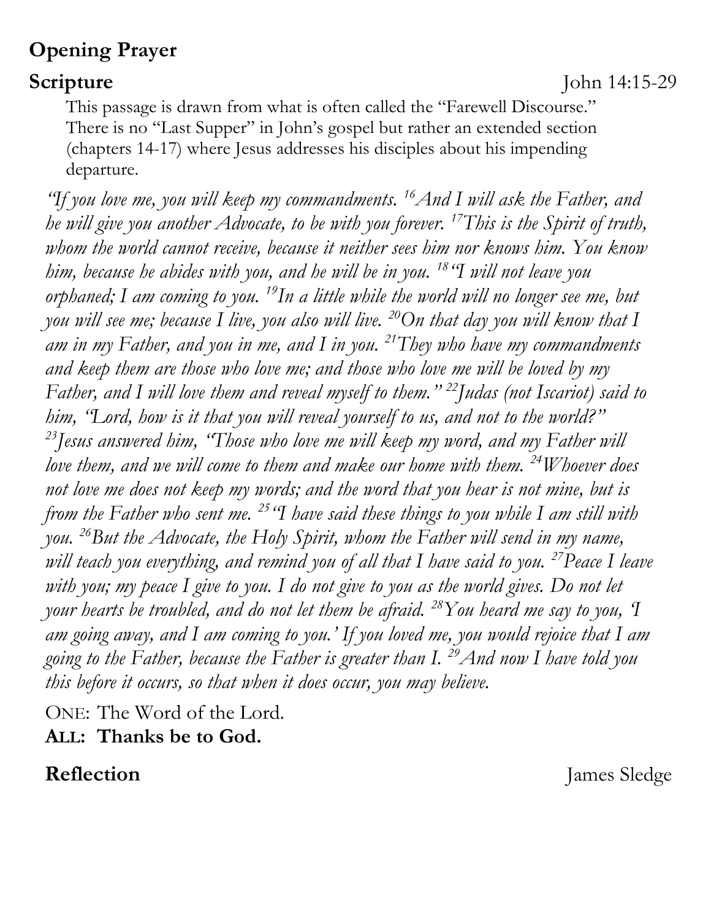## Opening Prayer

**Scripture** John 14:15-29

This passage is drawn from what is often called the "Farewell Discourse." There is no "Last Supper" in John's gospel but rather an extended section (chapters 14-17) where Jesus addresses his disciples about his impending departure.

*"If you love me, you will keep my commandments. [16]And I will ask the Father, and he will give you another Advocate, to be with you forever. [17]This is the Spirit of truth, whom the world cannot receive, because it neither sees him nor knows him. You know him, because he abides with you, and he will be in you. [18]"I will not leave you orphaned; I am coming to you. [19]In a little while the world will no longer see me, but you will see me; because I live, you also will live. [20]On that day you will know that I am in my Father, and you in me, and I in you. [21]They who have my commandments and keep them are those who love me; and those who love me will be loved by my Father, and I will love them and reveal myself to them." [22]Judas (not Iscariot) said to him, "Lord, how is it that you will reveal yourself to us, and not to the world?" [23]Jesus answered him, "Those who love me will keep my word, and my Father will love them, and we will come to them and make our home with them. [24]Whoever does not love me does not keep my words; and the word that you hear is not mine, but is from the Father who sent me. [25]"I have said these things to you while I am still with you. [26]But the Advocate, the Holy Spirit, whom the Father will send in my name, will teach you everything, and remind you of all that I have said to you. [27]Peace I leave with you; my peace I give to you. I do not give to you as the world gives. Do not let your hearts be troubled, and do not let them be afraid. [28]You heard me say to you, 'I am going away, and I am coming to you.' If you loved me, you would rejoice that I am going to the Father, because the Father is greater than I. [29]And now I have told you this before it occurs, so that when it does occur, you may believe.*

ONE: The Word of the Lord.
**ALL: Thanks be to God.**

**Reflection** James Sledge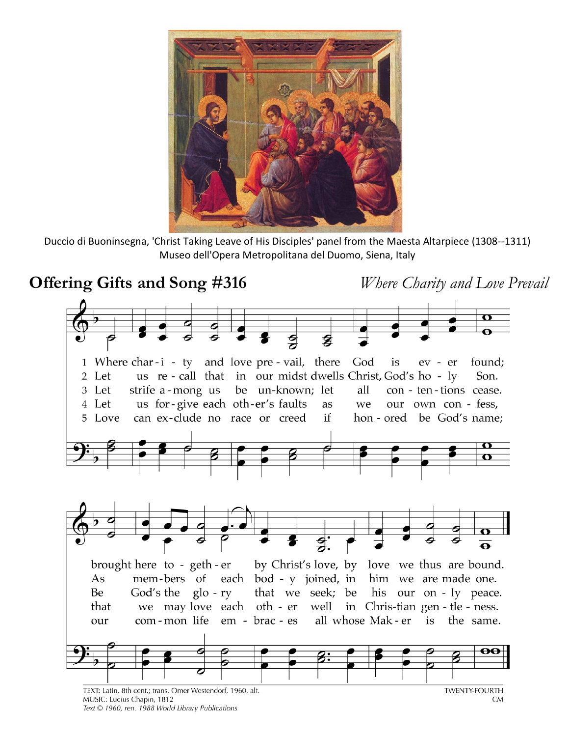Duccio di Buoninsegna, 'Christ Taking Leave of His Disciples' panel from the Maesta Altarpiece (1308--1311)
Museo dell'Opera Metropolitana del Duomo, Siena, Italy

## Offering Gifts and Song #316 *Where Charity and Love Prevail*

1. Where charity and love prevail, there God is ever found; brought here together by Christ's love, by love we thus are bound.
2. Let us recall that in our midst dwells Christ, God's holy Son. As members of each body joined, in him we are made one.
3. Let strife among us be unknown; let all contentions cease. Be God's the glory that we seek; be his our only peace.
4. Let us forgive each other's faults as we our own confess, that we may love each other well in Christian gentleness.
5. Love can exclude no race or creed if honored be God's name; our common life embraces all whose Maker is the same.

TEXT: Latin, 8th cent.; trans. Omer Westendorf, 1960, alt.
MUSIC: Lucius Chapin, 1812
*Text © 1960, ren. 1988 World Library Publications*

TWENTY-FOURTH
CM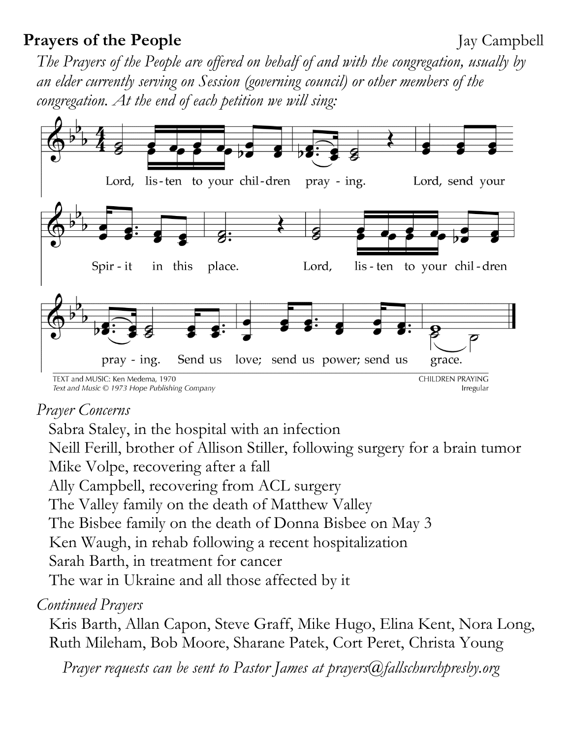**Prayers of the People** Jay Campbell

*The Prayers of the People are offered on behalf of and with the congregation, usually by an elder currently serving on Session (governing council) or other members of the congregation. At the end of each petition we will sing:*

Lord, listen to your children praying. Lord, send your Spirit in this place. Lord, listen to your children praying. Send us love; send us power; send us grace.

TEXT and MUSIC: Ken Medema, 1970
*Text and Music © 1973 Hope Publishing Company*
CHILDREN PRAYING
Irregular

*Prayer Concerns*

Sabra Staley, in the hospital with an infection
Neill Ferill, brother of Allison Stiller, following surgery for a brain tumor
Mike Volpe, recovering after a fall
Ally Campbell, recovering from ACL surgery
The Valley family on the death of Matthew Valley
The Bisbee family on the death of Donna Bisbee on May 3
Ken Waugh, in rehab following a recent hospitalization
Sarah Barth, in treatment for cancer
The war in Ukraine and all those affected by it

*Continued Prayers*

Kris Barth, Allan Capon, Steve Graff, Mike Hugo, Elina Kent, Nora Long, Ruth Mileham, Bob Moore, Sharane Patek, Cort Peret, Christa Young

*Prayer requests can be sent to Pastor James at prayers@fallschurchpresby.org*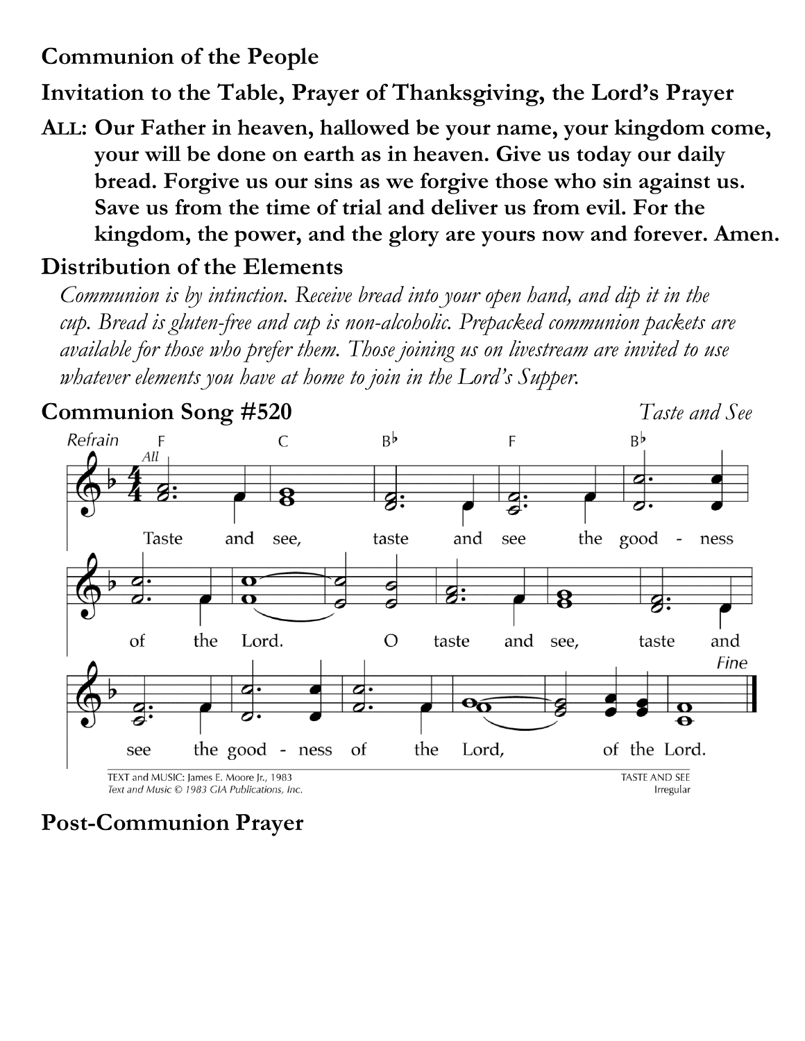## Communion of the People

## Invitation to the Table, Prayer of Thanksgiving, the Lord's Prayer

**ALL: Our Father in heaven, hallowed be your name, your kingdom come, your will be done on earth as in heaven. Give us today our daily bread. Forgive us our sins as we forgive those who sin against us. Save us from the time of trial and deliver us from evil. For the kingdom, the power, and the glory are yours now and forever. Amen.**

## Distribution of the Elements

*Communion is by intinction. Receive bread into your open hand, and dip it in the cup. Bread is gluten-free and cup is non-alcoholic. Prepacked communion packets are available for those who prefer them. Those joining us on livestream are invited to use whatever elements you have at home to join in the Lord's Supper.*

## Communion Song #520 — *Taste and See*

Refrain (All)

Taste and see, taste and see the goodness of the Lord. O taste and see, taste and see the goodness of the Lord, of the Lord. *Fine*

TEXT and MUSIC: James E. Moore Jr., 1983
*Text and Music © 1983 GIA Publications, Inc.*
TASTE AND SEE
Irregular

## Post-Communion Prayer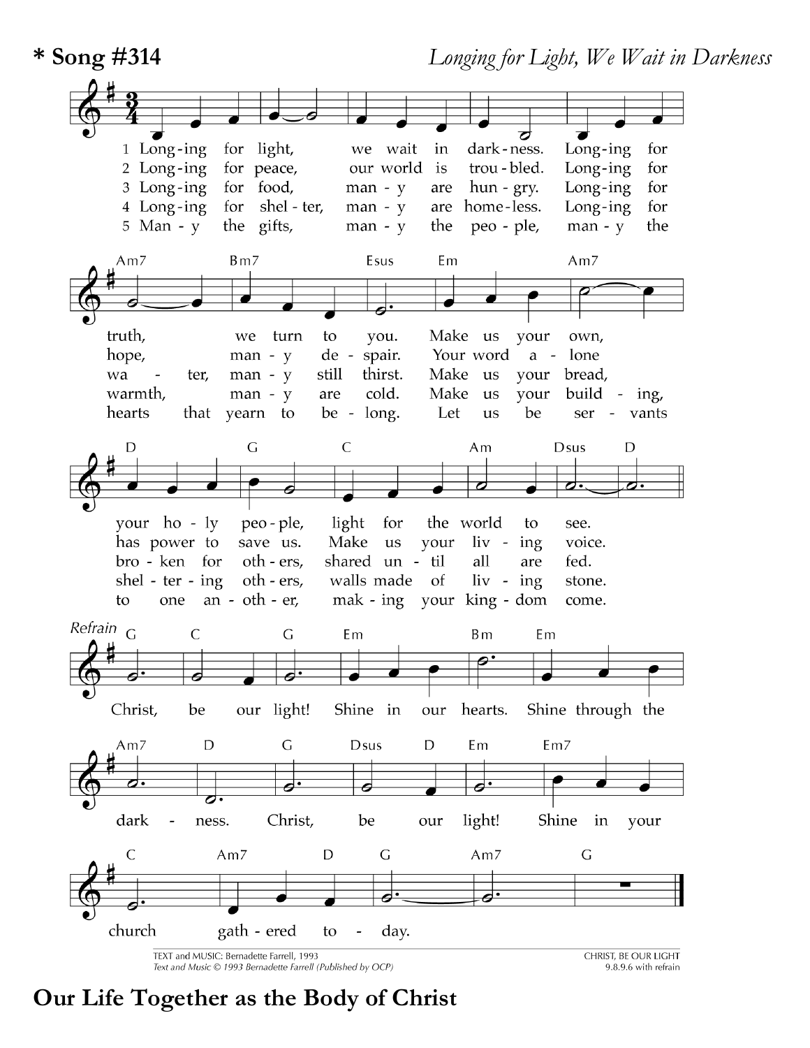## * Song #314

*Longing for Light, We Wait in Darkness*

1 Long-ing for light, we wait in dark-ness. Long-ing for truth, we turn to you. Make us your own, your ho-ly peo-ple, light for the world to see.

2 Long-ing for peace, our world is trou-bled. Long-ing for hope, man-y de-spair. Your word a-lone has power to save us. Make us your liv-ing voice.

3 Long-ing for food, man-y are hun-gry. Long-ing for wa-ter, man-y still thirst. Make us your bread, bro-ken for oth-ers, shared un-til all are fed.

4 Long-ing for shel-ter, man-y are home-less. Long-ing for warmth, man-y are cold. Make us your build-ing, shel-ter-ing oth-ers, walls made of liv-ing stone.

5 Man-y the gifts, man-y the peo-ple, man-y the hearts that yearn to be-long. Let us be ser-vants to one an-oth-er, mak-ing your king-dom come.

*Refrain*
Christ, be our light! Shine in our hearts. Shine through the dark-ness. Christ, be our light! Shine in your church gath-ered to-day.

TEXT and MUSIC: Bernadette Farrell, 1993
*Text and Music © 1993 Bernadette Farrell (Published by OCP)*

CHRIST, BE OUR LIGHT
9.8.9.6 with refrain

# Our Life Together as the Body of Christ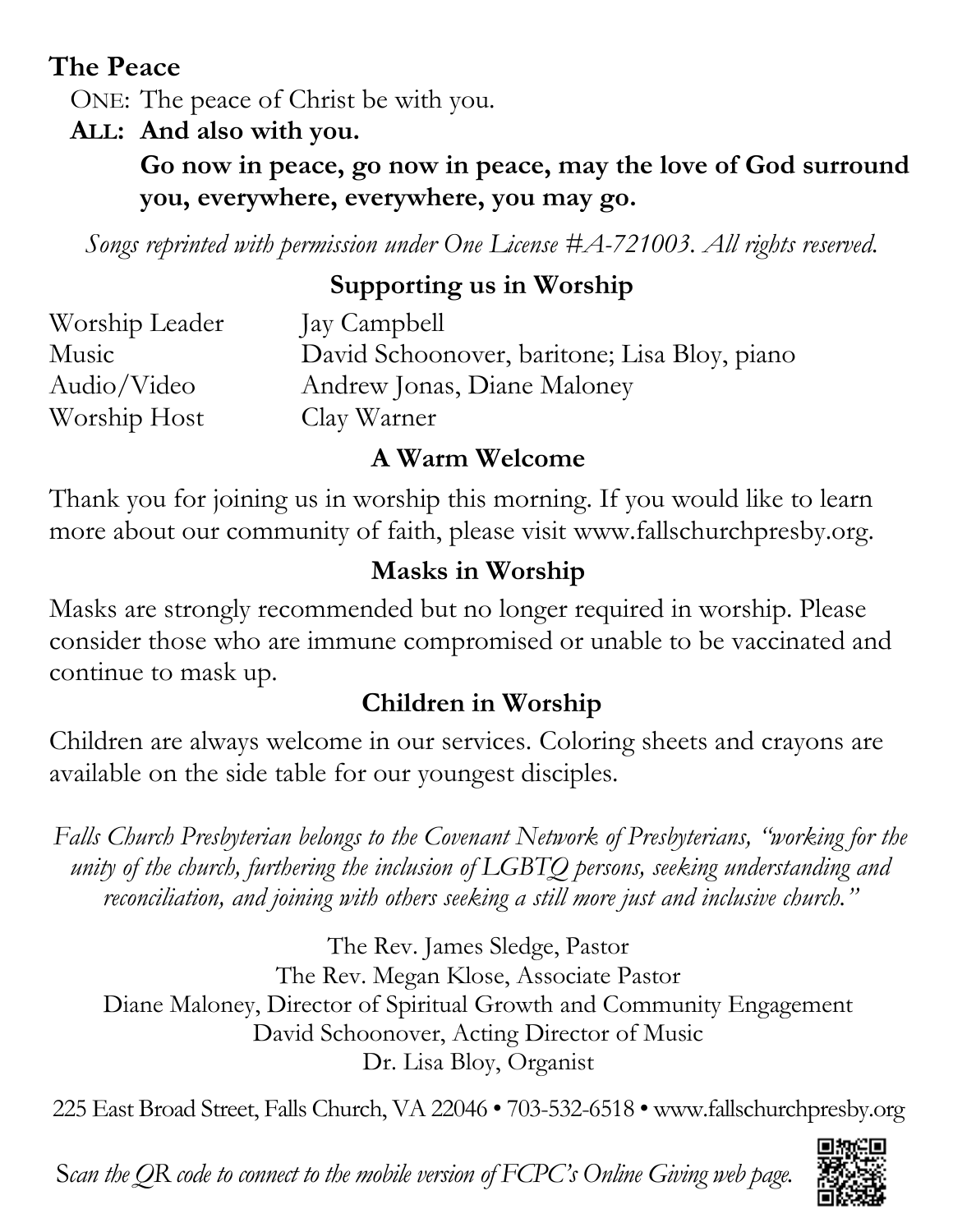## The Peace

ONE: The peace of Christ be with you.

**ALL: And also with you.**

**Go now in peace, go now in peace, may the love of God surround you, everywhere, everywhere, you may go.**

*Songs reprinted with permission under One License #A-721003. All rights reserved.*

### Supporting us in Worship

| | |
|---|---|
| Worship Leader | Jay Campbell |
| Music | David Schoonover, baritone; Lisa Bloy, piano |
| Audio/Video | Andrew Jonas, Diane Maloney |
| Worship Host | Clay Warner |

### A Warm Welcome

Thank you for joining us in worship this morning. If you would like to learn more about our community of faith, please visit www.fallschurchpresby.org.

### Masks in Worship

Masks are strongly recommended but no longer required in worship. Please consider those who are immune compromised or unable to be vaccinated and continue to mask up.

### Children in Worship

Children are always welcome in our services. Coloring sheets and crayons are available on the side table for our youngest disciples.

*Falls Church Presbyterian belongs to the Covenant Network of Presbyterians, "working for the unity of the church, furthering the inclusion of LGBTQ persons, seeking understanding and reconciliation, and joining with others seeking a still more just and inclusive church."*

The Rev. James Sledge, Pastor
The Rev. Megan Klose, Associate Pastor
Diane Maloney, Director of Spiritual Growth and Community Engagement
David Schoonover, Acting Director of Music
Dr. Lisa Bloy, Organist

225 East Broad Street, Falls Church, VA 22046 • 703-532-6518 • www.fallschurchpresby.org

*Scan the QR code to connect to the mobile version of FCPC's Online Giving web page.*